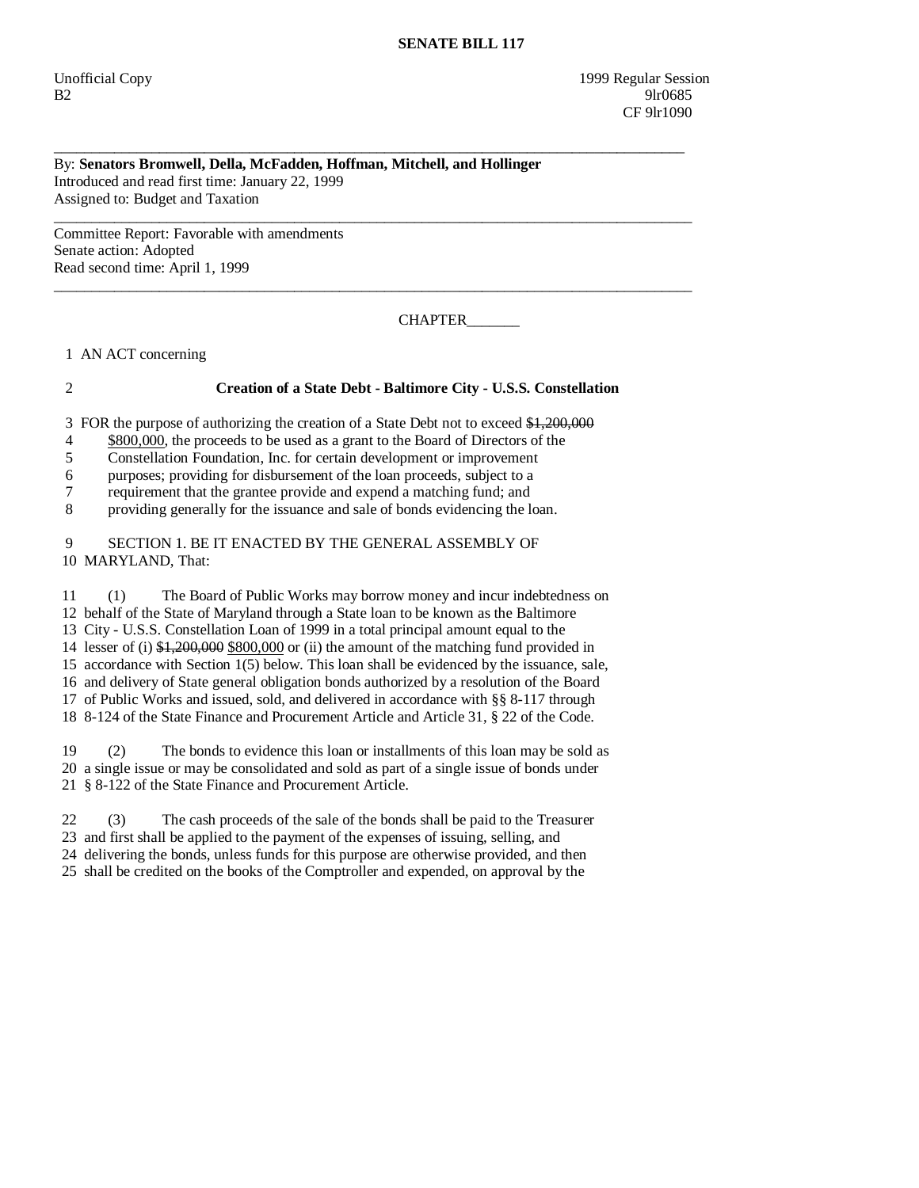**SENATE BILL 117**

Unofficial Copy
B2

1999 Regular Session
9lr0685
CF 9lr1090

---

By: **Senators Bromwell, Della, McFadden, Hoffman, Mitchell, and Hollinger**
Introduced and read first time: January 22, 1999
Assigned to: Budget and Taxation

---

Committee Report: Favorable with amendments
Senate action: Adopted
Read second time: April 1, 1999

---

CHAPTER_______

1 AN ACT concerning

2 **Creation of a State Debt - Baltimore City - U.S.S. Constellation**

3 FOR the purpose of authorizing the creation of a State Debt not to exceed ~~$1,200,000~~
4 <u>$800,000</u>, the proceeds to be used as a grant to the Board of Directors of the
5 Constellation Foundation, Inc. for certain development or improvement
6 purposes; providing for disbursement of the loan proceeds, subject to a
7 requirement that the grantee provide and expend a matching fund; and
8 providing generally for the issuance and sale of bonds evidencing the loan.

9 SECTION 1. BE IT ENACTED BY THE GENERAL ASSEMBLY OF
10 MARYLAND, That:

11 (1) The Board of Public Works may borrow money and incur indebtedness on
12 behalf of the State of Maryland through a State loan to be known as the Baltimore
13 City - U.S.S. Constellation Loan of 1999 in a total principal amount equal to the
14 lesser of (i) ~~$1,200,000~~ <u>$800,000</u> or (ii) the amount of the matching fund provided in
15 accordance with Section 1(5) below. This loan shall be evidenced by the issuance, sale,
16 and delivery of State general obligation bonds authorized by a resolution of the Board
17 of Public Works and issued, sold, and delivered in accordance with §§ 8-117 through
18 8-124 of the State Finance and Procurement Article and Article 31, § 22 of the Code.

19 (2) The bonds to evidence this loan or installments of this loan may be sold as
20 a single issue or may be consolidated and sold as part of a single issue of bonds under
21 § 8-122 of the State Finance and Procurement Article.

22 (3) The cash proceeds of the sale of the bonds shall be paid to the Treasurer
23 and first shall be applied to the payment of the expenses of issuing, selling, and
24 delivering the bonds, unless funds for this purpose are otherwise provided, and then
25 shall be credited on the books of the Comptroller and expended, on approval by the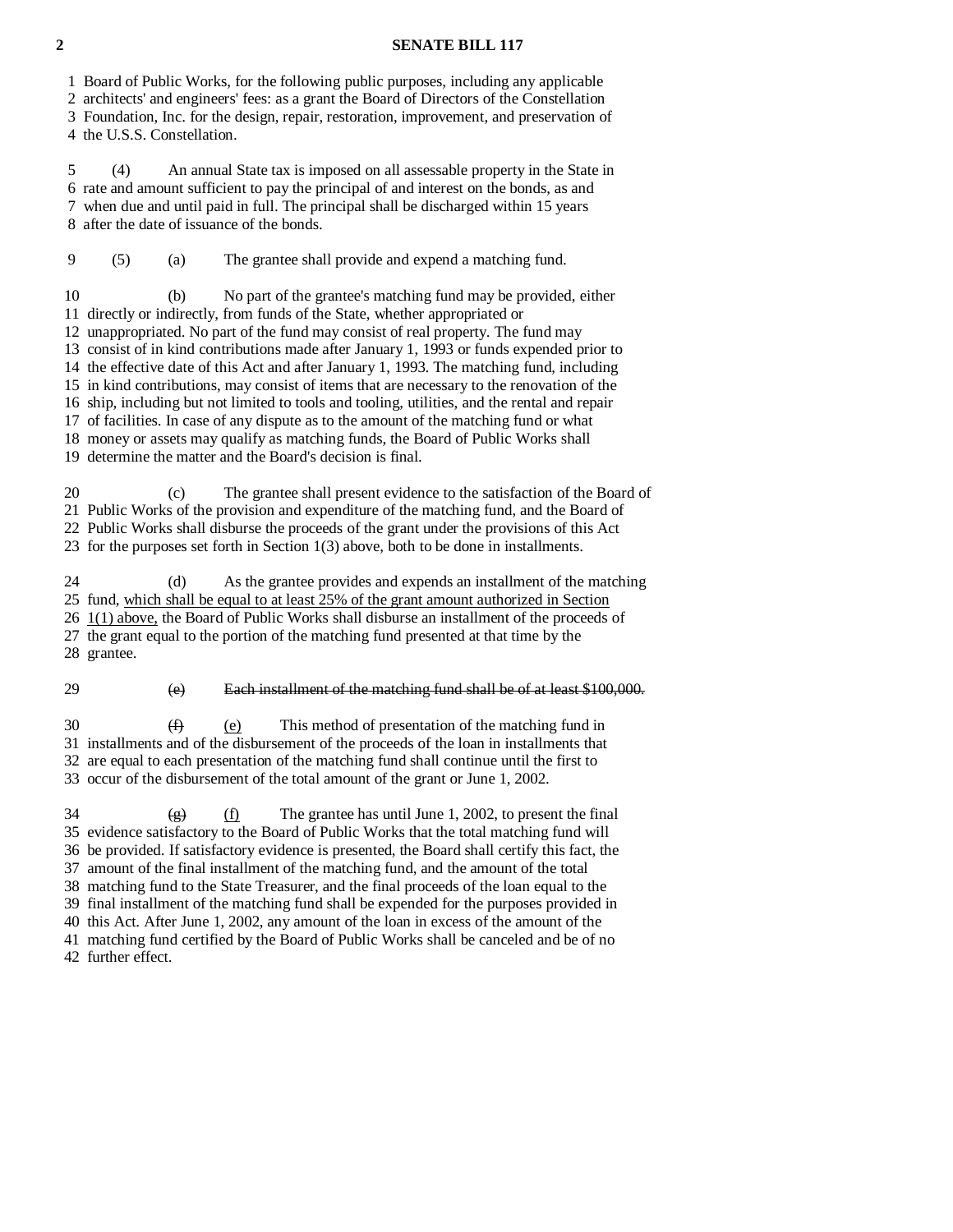Board of Public Works, for the following public purposes, including any applicable architects' and engineers' fees: as a grant the Board of Directors of the Constellation Foundation, Inc. for the design, repair, restoration, improvement, and preservation of the U.S.S. Constellation.

(4) An annual State tax is imposed on all assessable property in the State in rate and amount sufficient to pay the principal of and interest on the bonds, as and when due and until paid in full. The principal shall be discharged within 15 years after the date of issuance of the bonds.

(5) (a) The grantee shall provide and expend a matching fund.

(b) No part of the grantee's matching fund may be provided, either directly or indirectly, from funds of the State, whether appropriated or unappropriated. No part of the fund may consist of real property. The fund may consist of in kind contributions made after January 1, 1993 or funds expended prior to the effective date of this Act and after January 1, 1993. The matching fund, including in kind contributions, may consist of items that are necessary to the renovation of the ship, including but not limited to tools and tooling, utilities, and the rental and repair of facilities. In case of any dispute as to the amount of the matching fund or what money or assets may qualify as matching funds, the Board of Public Works shall determine the matter and the Board's decision is final.

(c) The grantee shall present evidence to the satisfaction of the Board of Public Works of the provision and expenditure of the matching fund, and the Board of Public Works shall disburse the proceeds of the grant under the provisions of this Act for the purposes set forth in Section 1(3) above, both to be done in installments.

(d) As the grantee provides and expends an installment of the matching fund, <u>which shall be equal to at least 25% of the grant amount authorized in Section 1(1) above,</u> the Board of Public Works shall disburse an installment of the proceeds of the grant equal to the portion of the matching fund presented at that time by the grantee.

~~(e) Each installment of the matching fund shall be of at least $100,000.~~

~~(f)~~ <u>(e)</u> This method of presentation of the matching fund in installments and of the disbursement of the proceeds of the loan in installments that are equal to each presentation of the matching fund shall continue until the first to occur of the disbursement of the total amount of the grant or June 1, 2002.

~~(g)~~ <u>(f)</u> The grantee has until June 1, 2002, to present the final evidence satisfactory to the Board of Public Works that the total matching fund will be provided. If satisfactory evidence is presented, the Board shall certify this fact, the amount of the final installment of the matching fund, and the amount of the total matching fund to the State Treasurer, and the final proceeds of the loan equal to the final installment of the matching fund shall be expended for the purposes provided in this Act. After June 1, 2002, any amount of the loan in excess of the amount of the matching fund certified by the Board of Public Works shall be canceled and be of no further effect.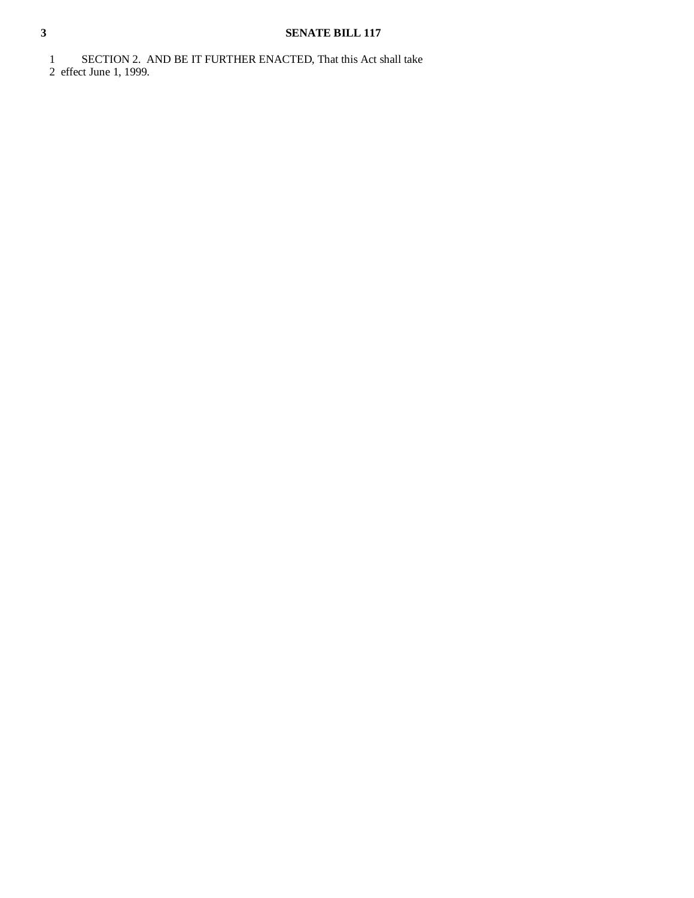SECTION 2. AND BE IT FURTHER ENACTED, That this Act shall take effect June 1, 1999.